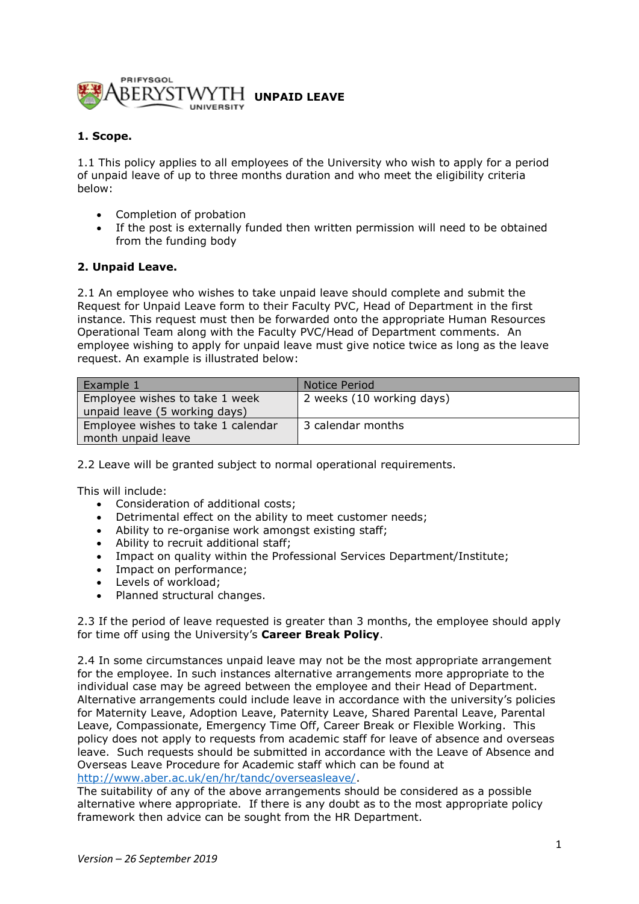# UNPAID LEAVE

## 1. Scope.

1.1 This policy applies to all employees of the University who wish to apply for a period of unpaid leave of up to three months duration and who meet the eligibility criteria below:

- Completion of probation
- If the post is externally funded then written permission will need to be obtained from the funding body

## 2. Unpaid Leave.

2.1 An employee who wishes to take unpaid leave should complete and submit the Request for Unpaid Leave form to their Faculty PVC, Head of Department in the first instance. This request must then be forwarded onto the appropriate Human Resources Operational Team along with the Faculty PVC/Head of Department comments. An employee wishing to apply for unpaid leave must give notice twice as long as the leave request. An example is illustrated below:

| Example 1 | Notice Period |
|---|---|
| Employee wishes to take 1 week unpaid leave (5 working days) | 2 weeks (10 working days) |
| Employee wishes to take 1 calendar month unpaid leave | 3 calendar months |

2.2 Leave will be granted subject to normal operational requirements.

This will include:

- Consideration of additional costs;
- Detrimental effect on the ability to meet customer needs;
- Ability to re-organise work amongst existing staff;
- Ability to recruit additional staff;
- Impact on quality within the Professional Services Department/Institute;
- Impact on performance;
- Levels of workload;
- Planned structural changes.

2.3 If the period of leave requested is greater than 3 months, the employee should apply for time off using the University's **Career Break Policy**.

2.4 In some circumstances unpaid leave may not be the most appropriate arrangement for the employee. In such instances alternative arrangements more appropriate to the individual case may be agreed between the employee and their Head of Department. Alternative arrangements could include leave in accordance with the university's policies for Maternity Leave, Adoption Leave, Paternity Leave, Shared Parental Leave, Parental Leave, Compassionate, Emergency Time Off, Career Break or Flexible Working. This policy does not apply to requests from academic staff for leave of absence and overseas leave. Such requests should be submitted in accordance with the Leave of Absence and Overseas Leave Procedure for Academic staff which can be found at http://www.aber.ac.uk/en/hr/tandc/overseasleave/.
The suitability of any of the above arrangements should be considered as a possible alternative where appropriate. If there is any doubt as to the most appropriate policy framework then advice can be sought from the HR Department.

*Version – 26 September 2019*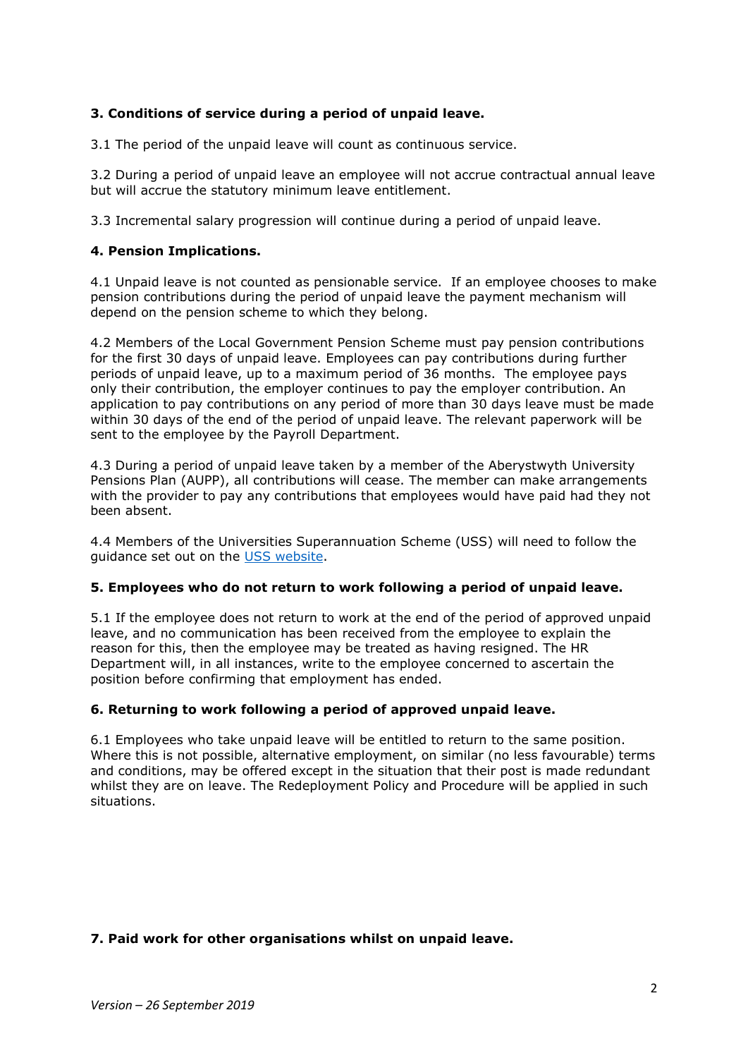**3. Conditions of service during a period of unpaid leave.**

3.1 The period of the unpaid leave will count as continuous service.

3.2 During a period of unpaid leave an employee will not accrue contractual annual leave but will accrue the statutory minimum leave entitlement.

3.3 Incremental salary progression will continue during a period of unpaid leave.

**4. Pension Implications.**

4.1 Unpaid leave is not counted as pensionable service. If an employee chooses to make pension contributions during the period of unpaid leave the payment mechanism will depend on the pension scheme to which they belong.

4.2 Members of the Local Government Pension Scheme must pay pension contributions for the first 30 days of unpaid leave. Employees can pay contributions during further periods of unpaid leave, up to a maximum period of 36 months. The employee pays only their contribution, the employer continues to pay the employer contribution. An application to pay contributions on any period of more than 30 days leave must be made within 30 days of the end of the period of unpaid leave. The relevant paperwork will be sent to the employee by the Payroll Department.

4.3 During a period of unpaid leave taken by a member of the Aberystwyth University Pensions Plan (AUPP), all contributions will cease. The member can make arrangements with the provider to pay any contributions that employees would have paid had they not been absent.

4.4 Members of the Universities Superannuation Scheme (USS) will need to follow the guidance set out on the USS website.

**5. Employees who do not return to work following a period of unpaid leave.**

5.1 If the employee does not return to work at the end of the period of approved unpaid leave, and no communication has been received from the employee to explain the reason for this, then the employee may be treated as having resigned. The HR Department will, in all instances, write to the employee concerned to ascertain the position before confirming that employment has ended.

**6. Returning to work following a period of approved unpaid leave.**

6.1 Employees who take unpaid leave will be entitled to return to the same position. Where this is not possible, alternative employment, on similar (no less favourable) terms and conditions, may be offered except in the situation that their post is made redundant whilst they are on leave. The Redeployment Policy and Procedure will be applied in such situations.

**7. Paid work for other organisations whilst on unpaid leave.**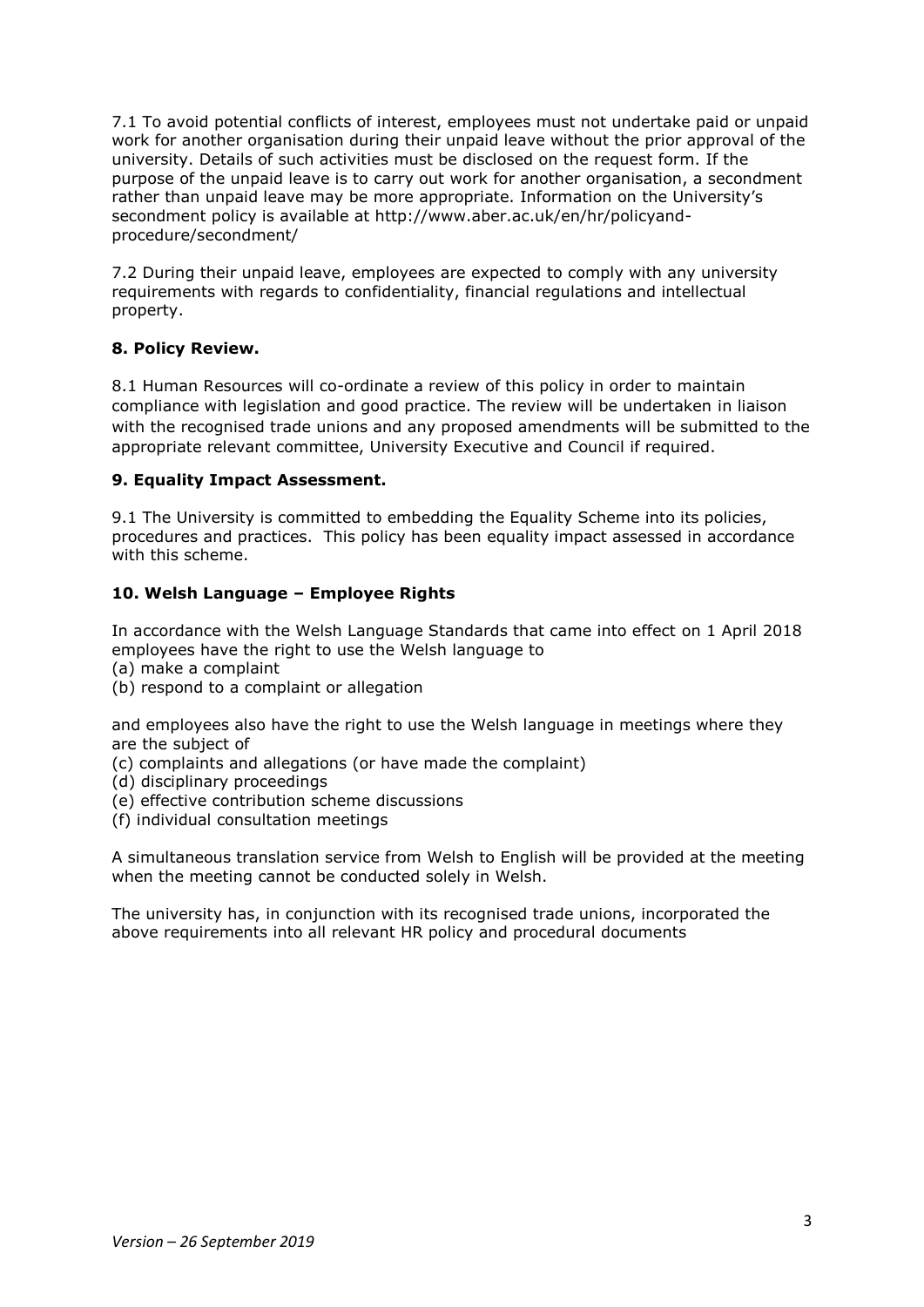7.1 To avoid potential conflicts of interest, employees must not undertake paid or unpaid work for another organisation during their unpaid leave without the prior approval of the university. Details of such activities must be disclosed on the request form. If the purpose of the unpaid leave is to carry out work for another organisation, a secondment rather than unpaid leave may be more appropriate. Information on the University's secondment policy is available at http://www.aber.ac.uk/en/hr/policyand-procedure/secondment/

7.2 During their unpaid leave, employees are expected to comply with any university requirements with regards to confidentiality, financial regulations and intellectual property.

## 8. Policy Review.

8.1 Human Resources will co-ordinate a review of this policy in order to maintain compliance with legislation and good practice. The review will be undertaken in liaison with the recognised trade unions and any proposed amendments will be submitted to the appropriate relevant committee, University Executive and Council if required.

## 9. Equality Impact Assessment.

9.1 The University is committed to embedding the Equality Scheme into its policies, procedures and practices. This policy has been equality impact assessed in accordance with this scheme.

## 10. Welsh Language – Employee Rights

In accordance with the Welsh Language Standards that came into effect on 1 April 2018 employees have the right to use the Welsh language to

(a) make a complaint
(b) respond to a complaint or allegation

and employees also have the right to use the Welsh language in meetings where they are the subject of

(c) complaints and allegations (or have made the complaint)
(d) disciplinary proceedings
(e) effective contribution scheme discussions
(f) individual consultation meetings

A simultaneous translation service from Welsh to English will be provided at the meeting when the meeting cannot be conducted solely in Welsh.

The university has, in conjunction with its recognised trade unions, incorporated the above requirements into all relevant HR policy and procedural documents

*Version – 26 September 2019*